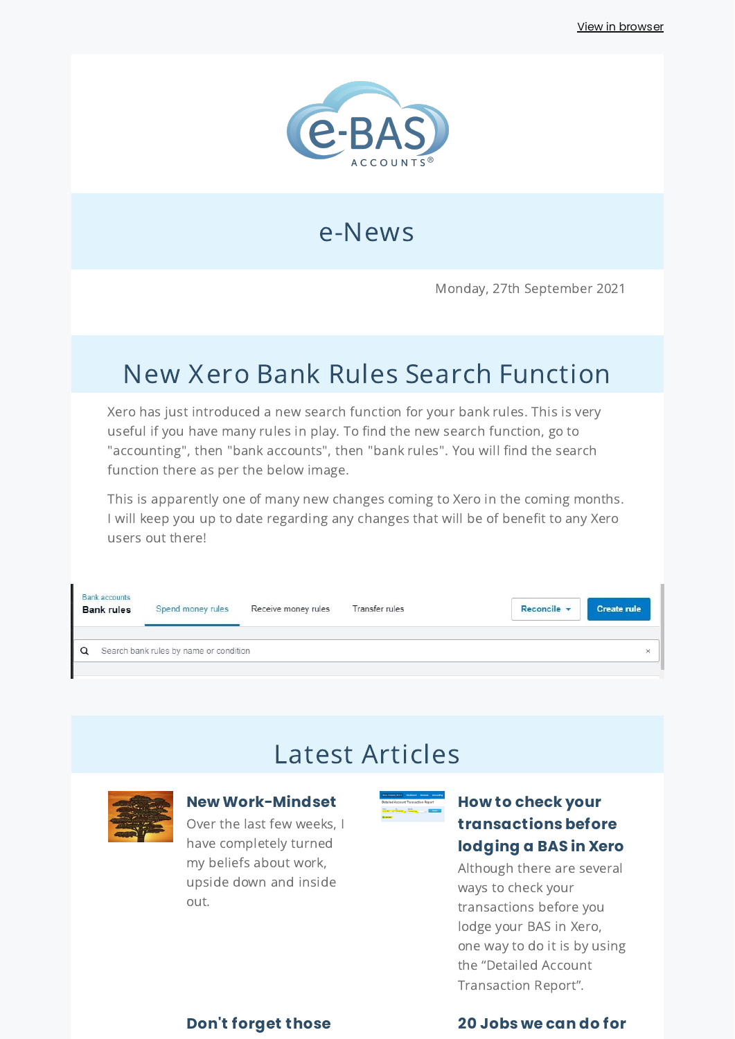View in browser

e-BAS ACCOUNTS®

# e-News

Monday, 27th September 2021

## New Xero Bank Rules Search Function

Xero has just introduced a new search function for your bank rules. This is very useful if you have many rules in play. To find the new search function, go to "accounting", then "bank accounts", then "bank rules". You will find the search function there as per the below image.

This is apparently one of many new changes coming to Xero in the coming months. I will keep you up to date regarding any changes that will be of benefit to any Xero users out there!

Bank accounts
Bank rules | Spend money rules | Receive money rules | Transfer rules | Reconcile | Create rule

Search bank rules by name or condition

## Latest Articles

### New Work-Mindset

Over the last few weeks, I have completely turned my beliefs about work, upside down and inside out.

### How to check your transactions before lodging a BAS in Xero

Although there are several ways to check your transactions before you lodge your BAS in Xero, one way to do it is by using the "Detailed Account Transaction Report".

### Don't forget those

### 20 Jobs we can do for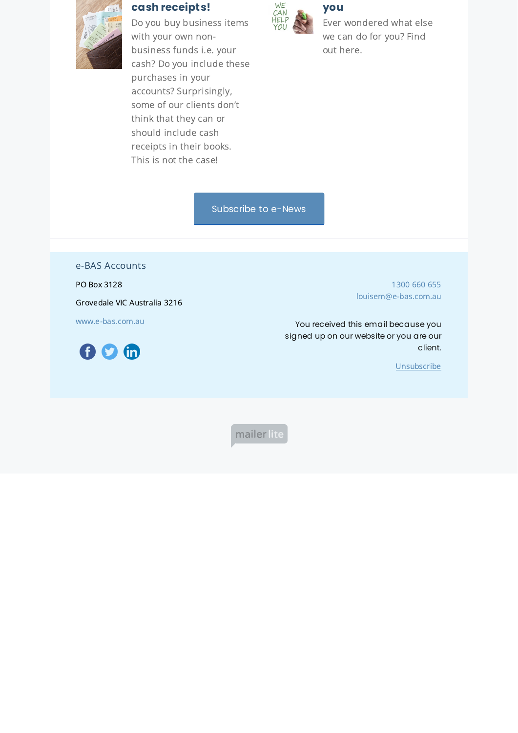### cash receipts!

Do you buy business items with your own non-business funds i.e. your cash? Do you include these purchases in your accounts? Surprisingly, some of our clients don't think that they can or should include cash receipts in their books. This is not the case!

### you

Ever wondered what else we can do for you? Find out here.

Subscribe to e-News

e-BAS Accounts

PO Box 3128

Grovedale VIC Australia 3216

www.e-bas.com.au

1300 660 655
louisem@e-bas.com.au

You received this email because you signed up on our website or you are our client.

Unsubscribe

mailerlite